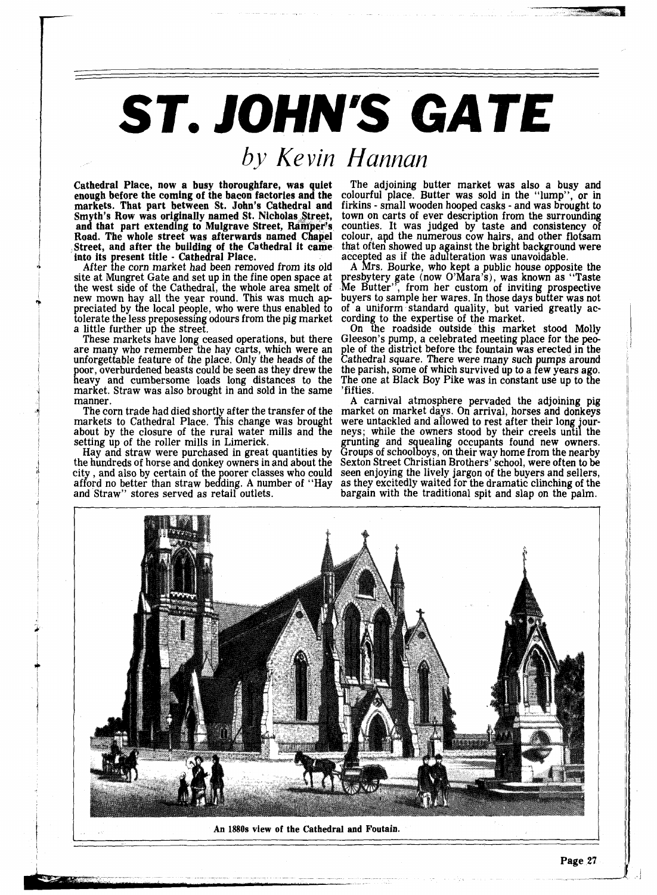# ST. JOHN'S GATE

*by Kevin Hannan*

**Cathedral Place, now a busy thoroughfare, was quiet enough before the coming of the bacon factories and the markets. That part between St. John's Cathedral and Smyth's Row was originally named St. Nicholas Street, and that part extending to Mulgrave Street, Ramper's Road. The whole street was afterwards named Chapel Street, and after the building of the Cathedral it came into its present title - Cathedral Place.**

After the corn market had been removed from its old site at Mungret Gate and set up in the fine open space at the west side of the Cathedral, the whole area smelt of new mown hay all the year round. This was much appreciated by the local people, who were thus enabled to tolerate the less prepossessing odours from the pig market a little further up the street.

These markets have long ceased operations, but there are many who remember the hay carts, which were an unforgettable feature of the place. Only the heads of the poor, overburdened beasts could be seen as they drew the heavy and cumbersome loads long distances to the market. Straw was also brought in and sold in the same manner.

The corn trade had died shortly after the transfer of the markets to Cathedral Place. This change was brought about by the closure of the rural water mills and the setting up of the roller mills in Limerick.

Hay and straw were purchased in great quantities by the hundreds of horse and donkey owners in and about the city, and also by certain of the poorer classes who could afford no better than straw bedding. A number of "Hay and Straw" stores served as retail outlets.

The adjoining butter market was also a busy and colourful place. Butter was sold in the "lump", or in firkins - small wooden hooped casks - and was brought to town on carts of ever description from the surrounding counties. It was judged by taste and consistency of colour, and the numerous cow hairs, and other flotsam that often showed up against the bright background were accepted as if the adulteration was unavoidable.

A Mrs. Bourke, who kept a public house opposite the presbytery gate (now O'Mara's), was known as "Taste Me Butter", from her custom of inviting prospective buyers to sample her wares. In those days butter was not of a uniform standard quality, but varied greatly according to the expertise of the market.

On the roadside outside this market stood Molly Gleeson's pump, a celebrated meeting place for the people of the district before the fountain was erected in the Cathedral square. There were many such pumps around the parish, some of which survived up to a few years ago. The one at Black Boy Pike was in constant use up to the 'fifties.

A carnival atmosphere pervaded the adjoining pig market on market days. On arrival, horses and donkeys were untackled and allowed to rest after their long journeys; while the owners stood by their creels until the grunting and squealing occupants found new owners. Groups of schoolboys, on their way home from the nearby Sexton Street Christian Brothers' school, were often to be seen enjoying the lively jargon of the buyers and sellers, as they excitedly waited for the dramatic clinching of the bargain with the traditional spit and slap on the palm.

**An 1880s view of the Cathedral and Foutain.**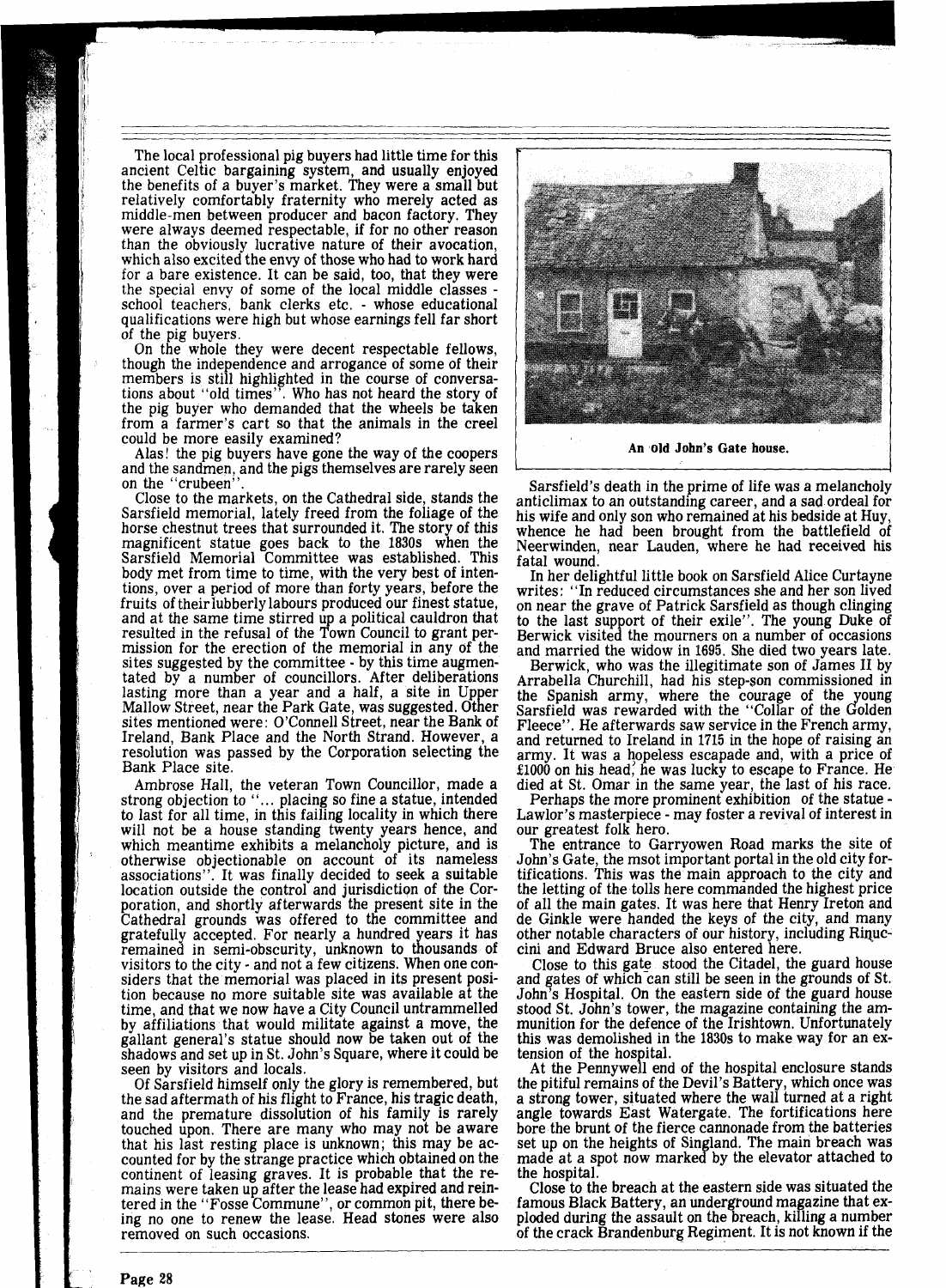The local professional pig buyers had little time for this ancient Celtic bargaining system, and usually enjoyed the benefits of a buyer's market. They were a small but relatively comfortably fraternity who merely acted as middle-men between producer and bacon factory. They were always deemed respectable, if for no other reason than the obviously lucrative nature of their avocation, which also excited the envy of those who had to work hard for a bare existence. It can be said, too, that they were the special envy of some of the local middle classes - school teachers, bank clerks etc. - whose educational qualifications were high but whose earnings fell far short of the pig buyers.

On the whole they were decent respectable fellows, though the independence and arrogance of some of their members is still highlighted in the course of conversations about "old times". Who has not heard the story of the pig buyer who demanded that the wheels be taken from a farmer's cart so that the animals in the creel could be more easily examined?

Alas! the pig buyers have gone the way of the coopers and the sandmen, and the pigs themselves are rarely seen on the "crubeen".

Close to the markets, on the Cathedral side, stands the Sarsfield memorial, lately freed from the foliage of the horse chestnut trees that surrounded it. The story of this magnificent statue goes back to the 1830s when the Sarsfield Memorial Committee was established. This body met from time to time, with the very best of intentions, over a period of more than forty years, before the fruits of their lubberly labours produced our finest statue, and at the same time stirred up a political cauldron that resulted in the refusal of the Town Council to grant permission for the erection of the memorial in any of the sites suggested by the committee - by this time augmentated by a number of councillors. After deliberations lasting more than a year and a half, a site in Upper Mallow Street, near the Park Gate, was suggested. Other sites mentioned were: O'Connell Street, near the Bank of Ireland, Bank Place and the North Strand. However, a resolution was passed by the Corporation selecting the Bank Place site.

Ambrose Hall, the veteran Town Councillor, made a strong objection to "... placing so fine a statue, intended to last for all time, in this failing locality in which there will not be a house standing twenty years hence, and which meantime exhibits a melancholy picture, and is otherwise objectionable on account of its nameless associations". It was finally decided to seek a suitable location outside the control and jurisdiction of the Corporation, and shortly afterwards the present site in the Cathedral grounds was offered to the committee and gratefully accepted. For nearly a hundred years it has remained in semi-obscurity, unknown to thousands of visitors to the city - and not a few citizens. When one considers that the memorial was placed in its present position because no more suitable site was available at the time, and that we now have a City Council untrammelled by affiliations that would militate against a move, the gallant general's statue should now be taken out of the shadows and set up in St. John's Square, where it could be seen by visitors and locals.

Of Sarsfield himself only the glory is remembered, but the sad aftermath of his flight to France, his tragic death, and the premature dissolution of his family is rarely touched upon. There are many who may not be aware that his last resting place is unknown; this may be accounted for by the strange practice which obtained on the continent of leasing graves. It is probable that the remains were taken up after the lease had expired and reinterred in the "Fosse Commune", or common pit, there being no one to renew the lease. Head stones were also removed on such occasions.

An old John's Gate house.

Sarsfield's death in the prime of life was a melancholy anticlimax to an outstanding career, and a sad ordeal for his wife and only son who remained at his bedside at Huy, whence he had been brought from the battlefield of Neerwinden, near Lauden, where he had received his fatal wound.

In her delightful little book on Sarsfield Alice Curtayne writes: "In reduced circumstances she and her son lived on near the grave of Patrick Sarsfield as though clinging to the last support of their exile". The young Duke of Berwick visited the mourners on a number of occasions and married the widow in 1695. She died two years late.

Berwick, who was the illegitimate son of James II by Arrabella Churchill, had his step-son commissioned in the Spanish army, where the courage of the young Sarsfield was rewarded with the "Collar of the Golden Fleece". He afterwards saw service in the French army, and returned to Ireland in 1715 in the hope of raising an army. It was a hopeless escapade and, with a price of £1000 on his head, he was lucky to escape to France. He died at St. Omar in the same year, the last of his race.

Perhaps the more prominent exhibition of the statue - Lawlor's masterpiece - may foster a revival of interest in our greatest folk hero.

The entrance to Garryowen Road marks the site of John's Gate, the msot important portal in the old city fortifications. This was the main approach to the city and the letting of the tolls here commanded the highest price of all the main gates. It was here that Henry Ireton and de Ginkle were handed the keys of the city, and many other notable characters of our history, including Rinuccini and Edward Bruce also entered here.

Close to this gate stood the Citadel, the guard house and gates of which can still be seen in the grounds of St. John's Hospital. On the eastern side of the guard house stood St. John's tower, the magazine containing the ammunition for the defence of the Irishtown. Unfortunately this was demolished in the 1830s to make way for an extension of the hospital.

At the Pennywell end of the hospital enclosure stands the pitiful remains of the Devil's Battery, which once was a strong tower, situated where the wall turned at a right angle towards East Watergate. The fortifications here bore the brunt of the fierce cannonade from the batteries set up on the heights of Singland. The main breach was made at a spot now marked by the elevator attached to the hospital.

Close to the breach at the eastern side was situated the famous Black Battery, an underground magazine that exploded during the assault on the breach, killing a number of the crack Brandenburg Regiment. It is not known if the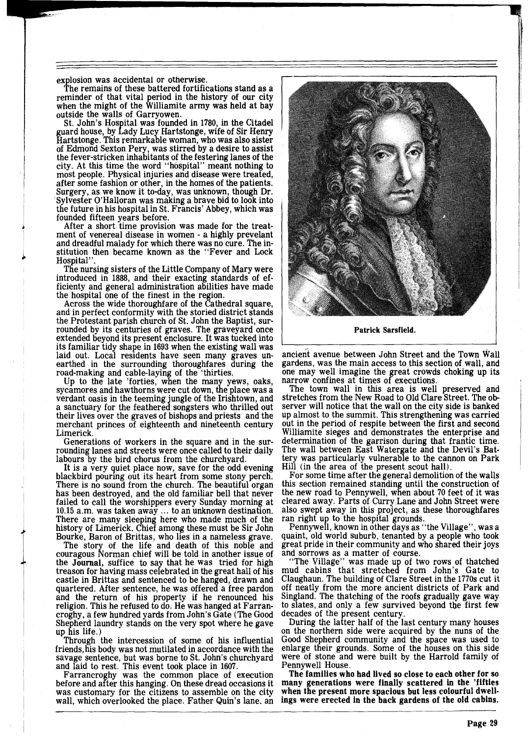explosion was accidental or otherwise.

The remains of these battered fortifications stand as a reminder of that vital period in the history of our city when the might of the Williamite army was held at bay outside the walls of Garryowen.

St. John's Hospital was founded in 1780, in the Citadel guard house, by Lady Lucy Hartstonge, wife of Sir Henry Hartstonge. This remarkable woman, who was also sister of Edmond Sexton Pery, was stirred by a desire to assist the fever-stricken inhabitants of the festering lanes of the city. At this time the word "hospital" meant nothing to most people. Physical injuries and disease were treated, after some fashion or other, in the homes of the patients. Surgery, as we know it to-day, was unknown, though Dr. Sylvester O'Halloran was making a brave bid to look into the future in his hospital in St. Francis' Abbey, which was founded fifteen years before.

After a short time provision was made for the treatment of venereal disease in women - a highly prevelant and dreadful malady for which there was no cure. The institution then became known as the "Fever and Lock Hospital".

The nursing sisters of the Little Company of Mary were introduced in 1888, and their exacting standards of efficienty and general administration abilities have made the hospital one of the finest in the region.

Across the wide thoroughfare of the Cathedral square, and in perfect conformity with the storied district stands the Protestant parish church of St. John the Baptist, surrounded by its centuries of graves. The graveyard once extended beyond its present enclosure. It was tucked into its familiar tidy shape in 1693 when the existing wall was laid out. Local residents have seen many graves unearthed in the surrounding thoroughfares during the road-making and cable-laying of the 'thirties.

Up to the late 'forties, when the many yews, oaks, sycamores and hawthorns were cut down, the place was a verdant oasis in the teeming jungle of the Irishtown, and a sanctuary for the feathered songsters who thrilled out their lives over the graves of bishops and priests and the merchant princes of eighteenth and nineteenth century Limerick.

Generations of workers in the square and in the surrounding lanes and streets were once called to their daily labours by the bird chorus from the churchyard.

It is a very quiet place now, save for the odd evening blackbird pouring out its heart from some stony perch. There is no sound from the church. The beautiful organ has been destroyed, and the old familiar bell that never failed to call the worshippers every Sunday morning at 10.15 a.m. was taken away ... to an unknown destination. There are many sleeping here who made much of the history of Limerick. Chief among these must be Sir John Bourke, Baron of Brittas, who lies in a nameless grave.

The story of the life and death of this noble and courageous Norman chief will be told in another issue of the **Journal**, suffice to say that he was tried for high treason for having mass celebrated in the great hall of his castle in Brittas and sentenced to be hanged, drawn and quartered. After sentence, he was offered a free pardon and the return of his property if he renounced his religion. This he refused to do. He was hanged at Farrancroghy, a few hundred yards from John's Gate (The Good Shepherd laundry stands on the very spot where he gave up his life.)

Through the intercession of some of his influential friends, his body was not mutilated in accordance with the savage sentence, but was borne to St. John's churchyard and laid to rest. This event took place in 1607.

Farrancroghy was the common place of execution before and after this hanging. On these dread occasions it was customary for the citizens to assemble on the city wall, which overlooked the place. Father Quin's lane, an ancient avenue between John Street and the Town Wall gardens, was the main access to this section of wall, and one may well imagine the great crowds choking up its narrow confines at times of executions.

**Patrick Sarsfield.**

The town wall in this area is well preserved and stretches from the New Road to Old Clare Street. The observer will notice that the wall on the city side is banked up almost to the summit. This strengthening was carried out in the period of respite between the first and second Williamite sieges and demonstrates the enterprise and determination of the garrison during that frantic time. The wall between East Watergate and the Devil's Battery was particularly vulnerable to the cannon on Park Hill (in the area of the present scout hall).

For some time after the general demolition of the walls this section remained standing until the construction of the new road to Pennywell, when about 70 feet of it was cleared away. Parts of Curry Lane and John Street were also swept away in this project, as these thoroughfares ran right up to the hospital grounds.

Pennywell, known in other days as "the Village", was a quaint, old world suburb, tenanted by a people who took great pride in their community and who shared their joys and sorrows as a matter of course.

"The Village" was made up of two rows of thatched mud cabins that stretched from John's Gate to Claughaun. The building of Clare Street in the 1770s cut it off neatly from the more ancient districts of Park and Singland. The thatching of the roofs gradually gave way to slates, and only a few survived beyond the first few decades of the present century.

During the latter half of the last century many houses on the northern side were acquired by the nuns of the Good Shepherd community and the space was used to enlarge their grounds. Some of the houses on this side were of stone and were built by the Harrold family of Pennywell House.

**The families who had lived so close to each other for so many generations were finally scattered in the 'fifties when the present more spacious but less colourful dwellings were erected in the back gardens of the old cabins.**